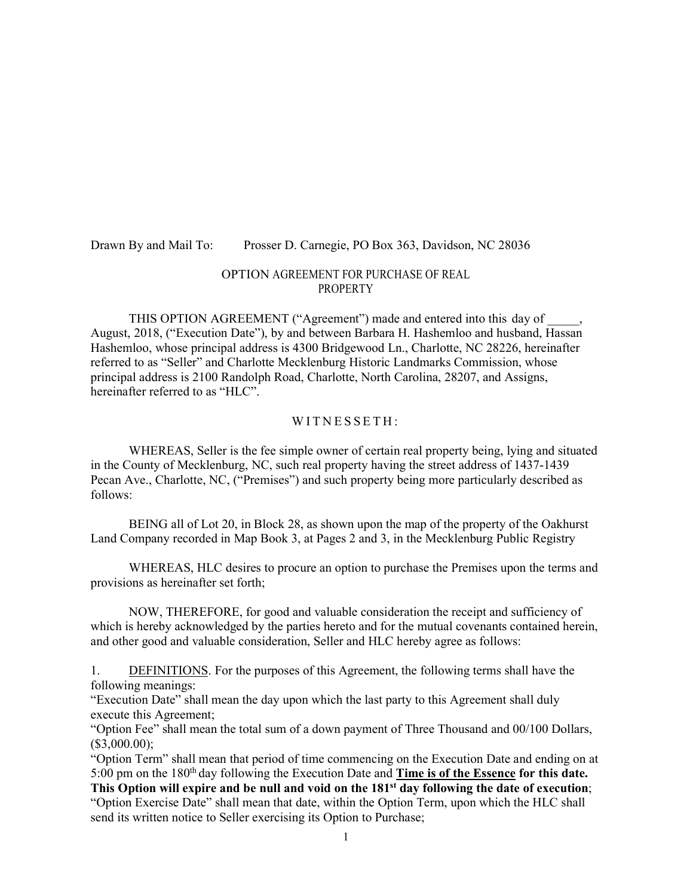Drawn By and Mail To: Prosser D. Carnegie, PO Box 363, Davidson, NC 28036

# OPTION AGREEMENT FOR PURCHASE OF REAL PROPERTY

THIS OPTION AGREEMENT ("Agreement") made and entered into this day of _____, August, 2018, ("Execution Date"), by and between Barbara H. Hashemloo and husband, Hassan Hashemloo, whose principal address is 4300 Bridgewood Ln., Charlotte, NC 28226, hereinafter referred to as "Seller" and Charlotte Mecklenburg Historic Landmarks Commission, whose principal address is 2100 Randolph Road, Charlotte, North Carolina, 28207, and Assigns, hereinafter referred to as "HLC".

## W I T N E S S E T H :

WHEREAS, Seller is the fee simple owner of certain real property being, lying and situated in the County of Mecklenburg, NC, such real property having the street address of 1437-1439 Pecan Ave., Charlotte, NC, ("Premises") and such property being more particularly described as follows:

BEING all of Lot 20, in Block 28, as shown upon the map of the property of the Oakhurst Land Company recorded in Map Book 3, at Pages 2 and 3, in the Mecklenburg Public Registry

WHEREAS, HLC desires to procure an option to purchase the Premises upon the terms and provisions as hereinafter set forth;

NOW, THEREFORE, for good and valuable consideration the receipt and sufficiency of which is hereby acknowledged by the parties hereto and for the mutual covenants contained herein, and other good and valuable consideration, Seller and HLC hereby agree as follows:

1. DEFINITIONS. For the purposes of this Agreement, the following terms shall have the following meanings:

"Execution Date" shall mean the day upon which the last party to this Agreement shall duly execute this Agreement;

"Option Fee" shall mean the total sum of a down payment of Three Thousand and 00/100 Dollars, ($3,000.00);

"Option Term" shall mean that period of time commencing on the Execution Date and ending on at 5:00 pm on the 180th day following the Execution Date and **Time is of the Essence for this date. This Option will expire and be null and void on the 181st day following the date of execution**;

"Option Exercise Date" shall mean that date, within the Option Term, upon which the HLC shall send its written notice to Seller exercising its Option to Purchase;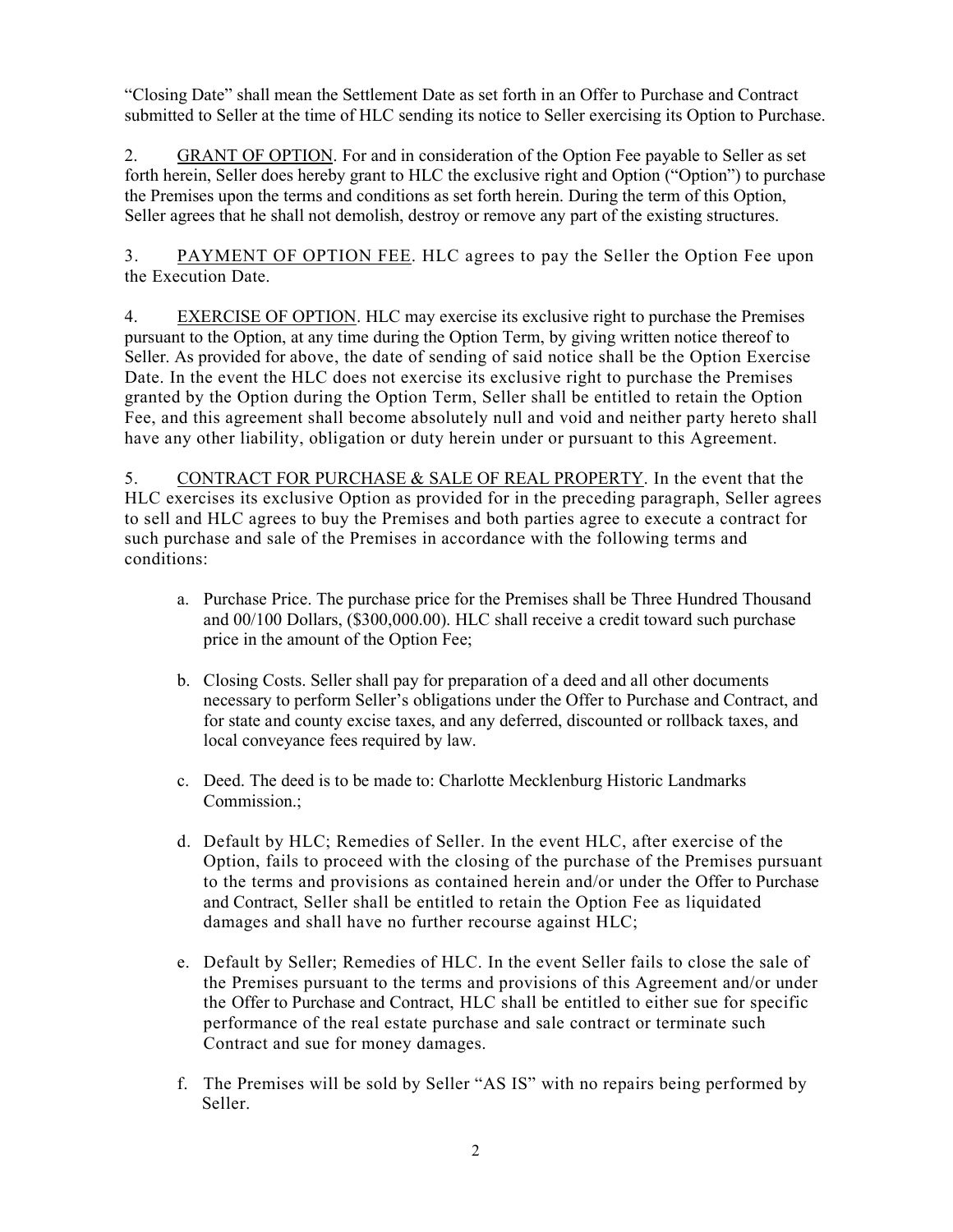"Closing Date" shall mean the Settlement Date as set forth in an Offer to Purchase and Contract submitted to Seller at the time of HLC sending its notice to Seller exercising its Option to Purchase.

2. GRANT OF OPTION. For and in consideration of the Option Fee payable to Seller as set forth herein, Seller does hereby grant to HLC the exclusive right and Option ("Option") to purchase the Premises upon the terms and conditions as set forth herein. During the term of this Option, Seller agrees that he shall not demolish, destroy or remove any part of the existing structures.

3. PAYMENT OF OPTION FEE. HLC agrees to pay the Seller the Option Fee upon the Execution Date.

4. EXERCISE OF OPTION. HLC may exercise its exclusive right to purchase the Premises pursuant to the Option, at any time during the Option Term, by giving written notice thereof to Seller. As provided for above, the date of sending of said notice shall be the Option Exercise Date. In the event the HLC does not exercise its exclusive right to purchase the Premises granted by the Option during the Option Term, Seller shall be entitled to retain the Option Fee, and this agreement shall become absolutely null and void and neither party hereto shall have any other liability, obligation or duty herein under or pursuant to this Agreement.

5. CONTRACT FOR PURCHASE & SALE OF REAL PROPERTY. In the event that the HLC exercises its exclusive Option as provided for in the preceding paragraph, Seller agrees to sell and HLC agrees to buy the Premises and both parties agree to execute a contract for such purchase and sale of the Premises in accordance with the following terms and conditions:

a. Purchase Price. The purchase price for the Premises shall be Three Hundred Thousand and 00/100 Dollars, ($300,000.00). HLC shall receive a credit toward such purchase price in the amount of the Option Fee;

b. Closing Costs. Seller shall pay for preparation of a deed and all other documents necessary to perform Seller's obligations under the Offer to Purchase and Contract, and for state and county excise taxes, and any deferred, discounted or rollback taxes, and local conveyance fees required by law.

c. Deed. The deed is to be made to: Charlotte Mecklenburg Historic Landmarks Commission.;

d. Default by HLC; Remedies of Seller. In the event HLC, after exercise of the Option, fails to proceed with the closing of the purchase of the Premises pursuant to the terms and provisions as contained herein and/or under the Offer to Purchase and Contract, Seller shall be entitled to retain the Option Fee as liquidated damages and shall have no further recourse against HLC;

e. Default by Seller; Remedies of HLC. In the event Seller fails to close the sale of the Premises pursuant to the terms and provisions of this Agreement and/or under the Offer to Purchase and Contract, HLC shall be entitled to either sue for specific performance of the real estate purchase and sale contract or terminate such Contract and sue for money damages.

f. The Premises will be sold by Seller "AS IS" with no repairs being performed by Seller.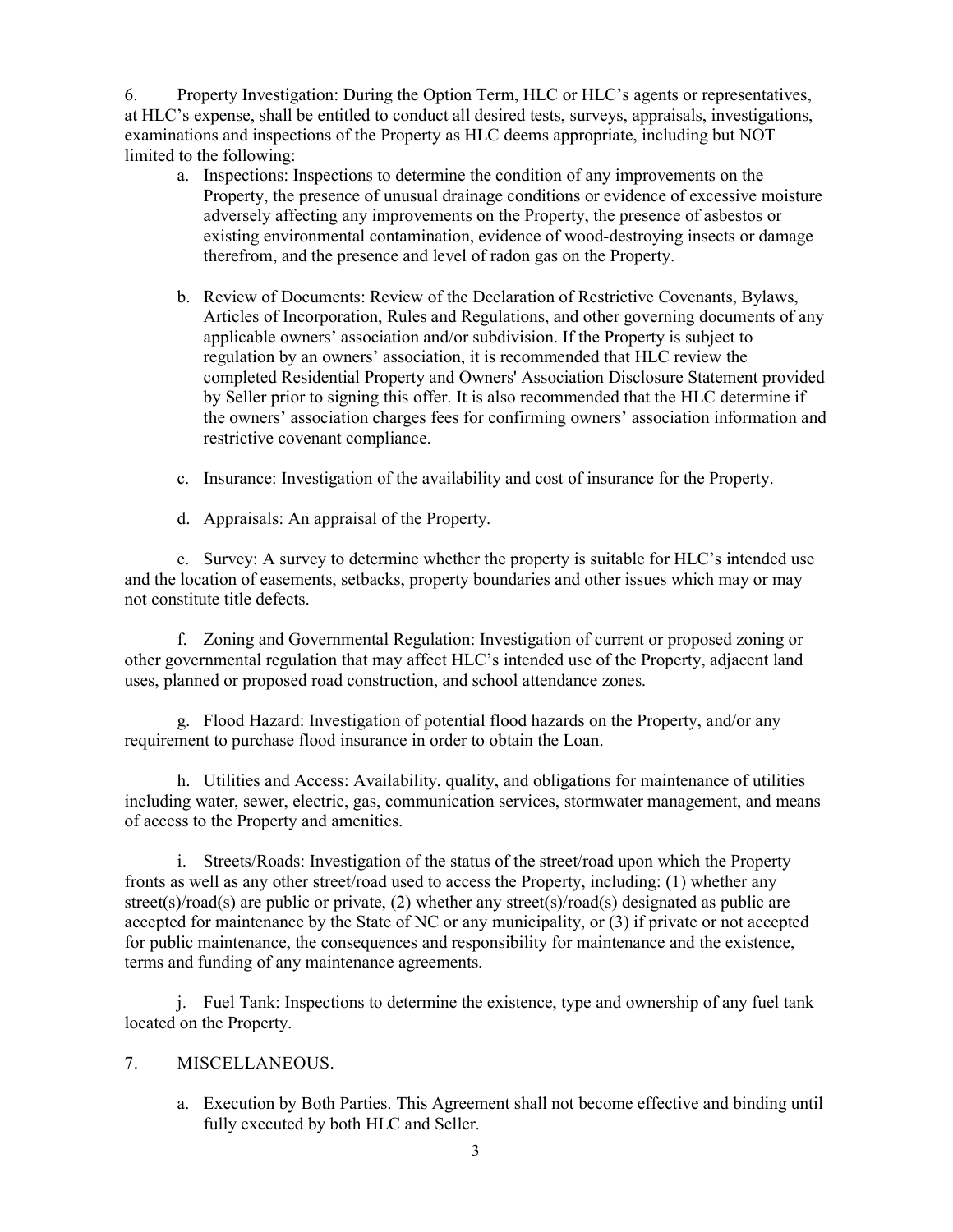6. Property Investigation: During the Option Term, HLC or HLC's agents or representatives, at HLC's expense, shall be entitled to conduct all desired tests, surveys, appraisals, investigations, examinations and inspections of the Property as HLC deems appropriate, including but NOT limited to the following:

a. Inspections: Inspections to determine the condition of any improvements on the Property, the presence of unusual drainage conditions or evidence of excessive moisture adversely affecting any improvements on the Property, the presence of asbestos or existing environmental contamination, evidence of wood-destroying insects or damage therefrom, and the presence and level of radon gas on the Property.

b. Review of Documents: Review of the Declaration of Restrictive Covenants, Bylaws, Articles of Incorporation, Rules and Regulations, and other governing documents of any applicable owners' association and/or subdivision. If the Property is subject to regulation by an owners' association, it is recommended that HLC review the completed Residential Property and Owners' Association Disclosure Statement provided by Seller prior to signing this offer. It is also recommended that the HLC determine if the owners' association charges fees for confirming owners' association information and restrictive covenant compliance.

c. Insurance: Investigation of the availability and cost of insurance for the Property.

d. Appraisals: An appraisal of the Property.

e. Survey: A survey to determine whether the property is suitable for HLC's intended use and the location of easements, setbacks, property boundaries and other issues which may or may not constitute title defects.

f. Zoning and Governmental Regulation: Investigation of current or proposed zoning or other governmental regulation that may affect HLC's intended use of the Property, adjacent land uses, planned or proposed road construction, and school attendance zones.

g. Flood Hazard: Investigation of potential flood hazards on the Property, and/or any requirement to purchase flood insurance in order to obtain the Loan.

h. Utilities and Access: Availability, quality, and obligations for maintenance of utilities including water, sewer, electric, gas, communication services, stormwater management, and means of access to the Property and amenities.

i. Streets/Roads: Investigation of the status of the street/road upon which the Property fronts as well as any other street/road used to access the Property, including: (1) whether any street(s)/road(s) are public or private, (2) whether any street(s)/road(s) designated as public are accepted for maintenance by the State of NC or any municipality, or (3) if private or not accepted for public maintenance, the consequences and responsibility for maintenance and the existence, terms and funding of any maintenance agreements.

j. Fuel Tank: Inspections to determine the existence, type and ownership of any fuel tank located on the Property.

7. MISCELLANEOUS.

a. Execution by Both Parties. This Agreement shall not become effective and binding until fully executed by both HLC and Seller.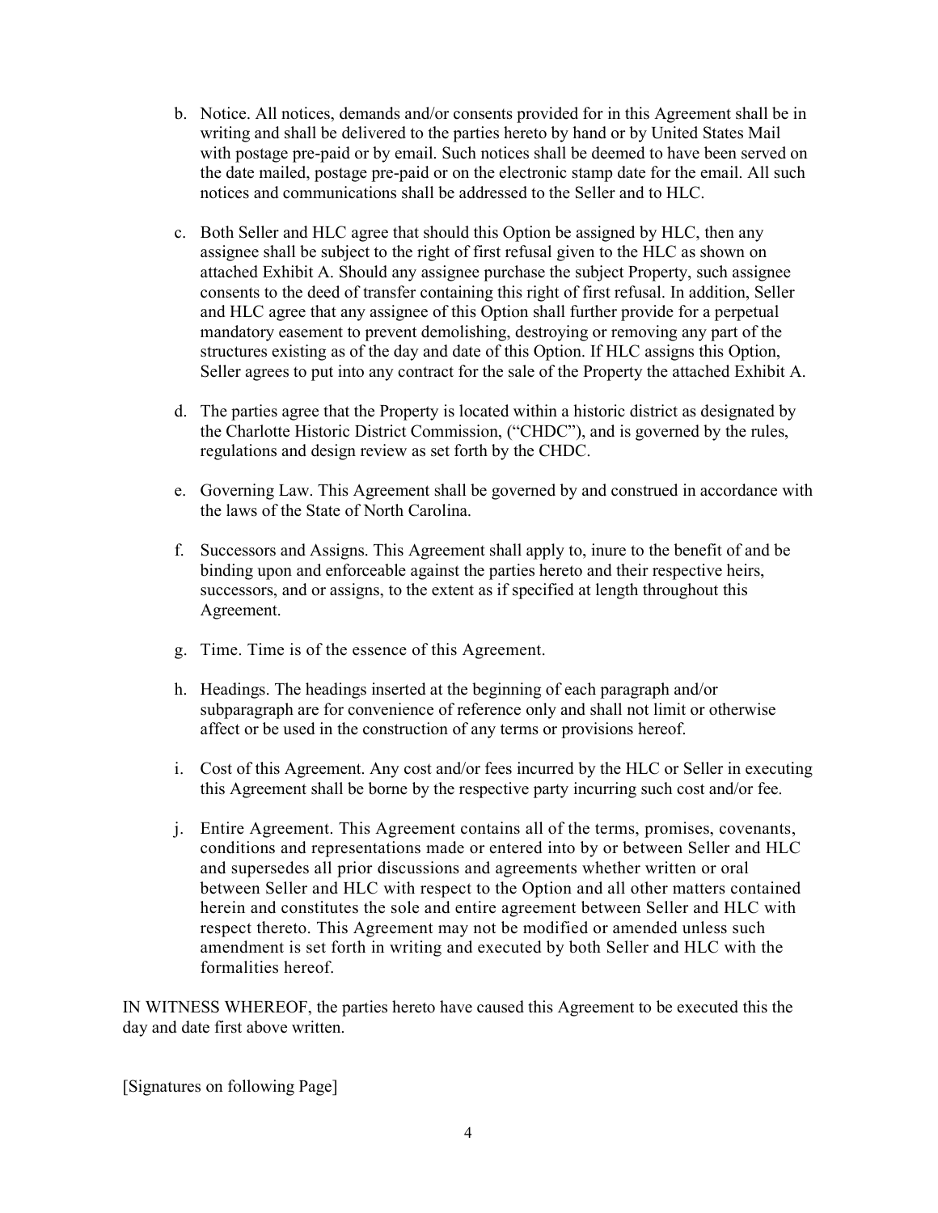b. Notice. All notices, demands and/or consents provided for in this Agreement shall be in writing and shall be delivered to the parties hereto by hand or by United States Mail with postage pre-paid or by email. Such notices shall be deemed to have been served on the date mailed, postage pre-paid or on the electronic stamp date for the email. All such notices and communications shall be addressed to the Seller and to HLC.

c. Both Seller and HLC agree that should this Option be assigned by HLC, then any assignee shall be subject to the right of first refusal given to the HLC as shown on attached Exhibit A. Should any assignee purchase the subject Property, such assignee consents to the deed of transfer containing this right of first refusal. In addition, Seller and HLC agree that any assignee of this Option shall further provide for a perpetual mandatory easement to prevent demolishing, destroying or removing any part of the structures existing as of the day and date of this Option. If HLC assigns this Option, Seller agrees to put into any contract for the sale of the Property the attached Exhibit A.

d. The parties agree that the Property is located within a historic district as designated by the Charlotte Historic District Commission, ("CHDC"), and is governed by the rules, regulations and design review as set forth by the CHDC.

e. Governing Law. This Agreement shall be governed by and construed in accordance with the laws of the State of North Carolina.

f. Successors and Assigns. This Agreement shall apply to, inure to the benefit of and be binding upon and enforceable against the parties hereto and their respective heirs, successors, and or assigns, to the extent as if specified at length throughout this Agreement.

g. Time. Time is of the essence of this Agreement.

h. Headings. The headings inserted at the beginning of each paragraph and/or subparagraph are for convenience of reference only and shall not limit or otherwise affect or be used in the construction of any terms or provisions hereof.

i. Cost of this Agreement. Any cost and/or fees incurred by the HLC or Seller in executing this Agreement shall be borne by the respective party incurring such cost and/or fee.

j. Entire Agreement. This Agreement contains all of the terms, promises, covenants, conditions and representations made or entered into by or between Seller and HLC and supersedes all prior discussions and agreements whether written or oral between Seller and HLC with respect to the Option and all other matters contained herein and constitutes the sole and entire agreement between Seller and HLC with respect thereto. This Agreement may not be modified or amended unless such amendment is set forth in writing and executed by both Seller and HLC with the formalities hereof.

IN WITNESS WHEREOF, the parties hereto have caused this Agreement to be executed this the day and date first above written.

[Signatures on following Page]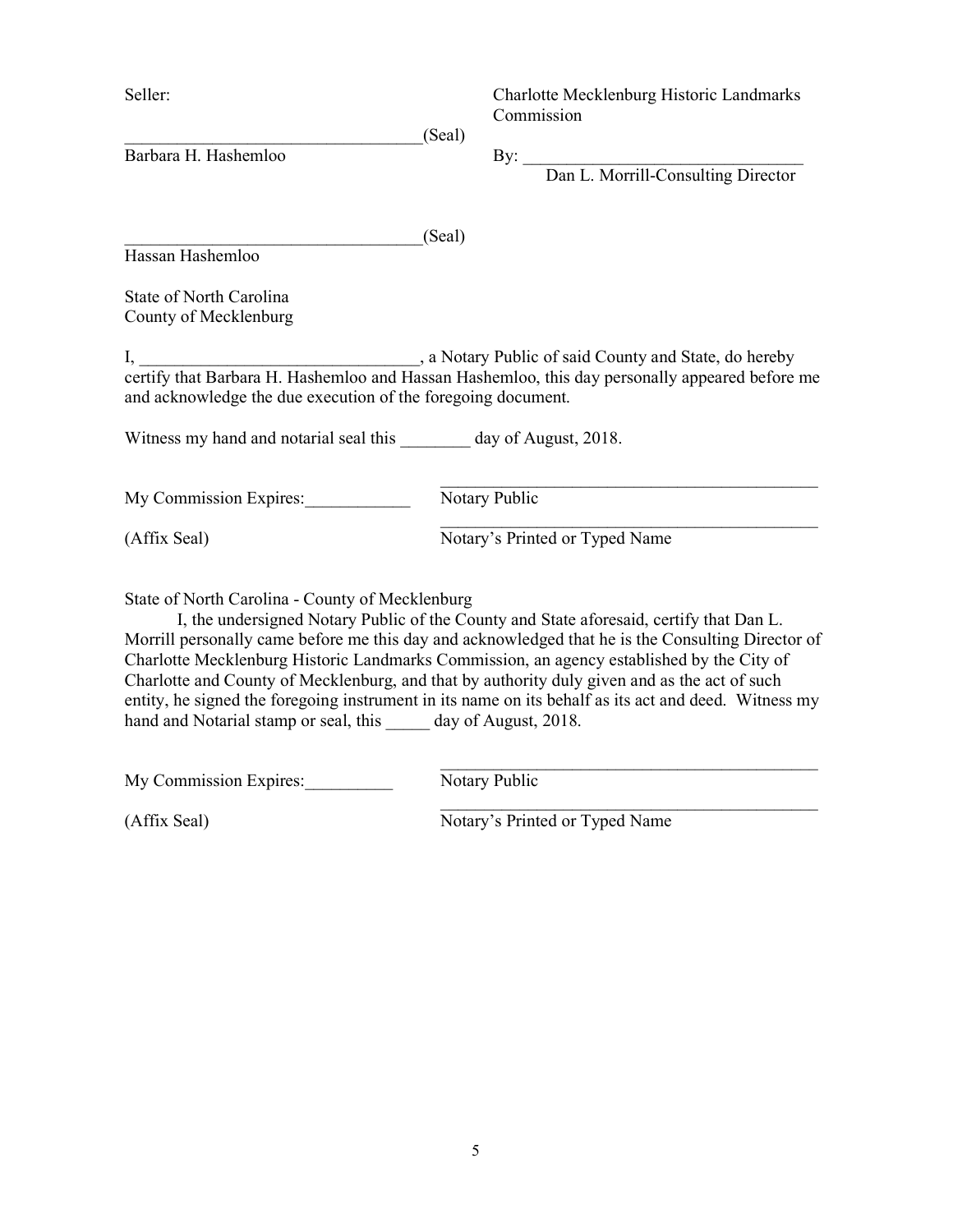Seller:

_________________________________(Seal)
Barbara H. Hashemloo

_________________________________(Seal)
Hassan Hashemloo

Charlotte Mecklenburg Historic Landmarks Commission

By: _______________________________
Dan L. Morrill-Consulting Director

State of North Carolina
County of Mecklenburg

I, _______________________________, a Notary Public of said County and State, do hereby certify that Barbara H. Hashemloo and Hassan Hashemloo, this day personally appeared before me and acknowledge the due execution of the foregoing document.

Witness my hand and notarial seal this ________ day of August, 2018.

My Commission Expires:____________

(Affix Seal)

_____________________________________________
Notary Public

_____________________________________________
Notary's Printed or Typed Name

State of North Carolina - County of Mecklenburg

I, the undersigned Notary Public of the County and State aforesaid, certify that Dan L. Morrill personally came before me this day and acknowledged that he is the Consulting Director of Charlotte Mecklenburg Historic Landmarks Commission, an agency established by the City of Charlotte and County of Mecklenburg, and that by authority duly given and as the act of such entity, he signed the foregoing instrument in its name on its behalf as its act and deed. Witness my hand and Notarial stamp or seal, this _____ day of August, 2018.

My Commission Expires:__________

(Affix Seal)

_____________________________________________
Notary Public

_____________________________________________
Notary's Printed or Typed Name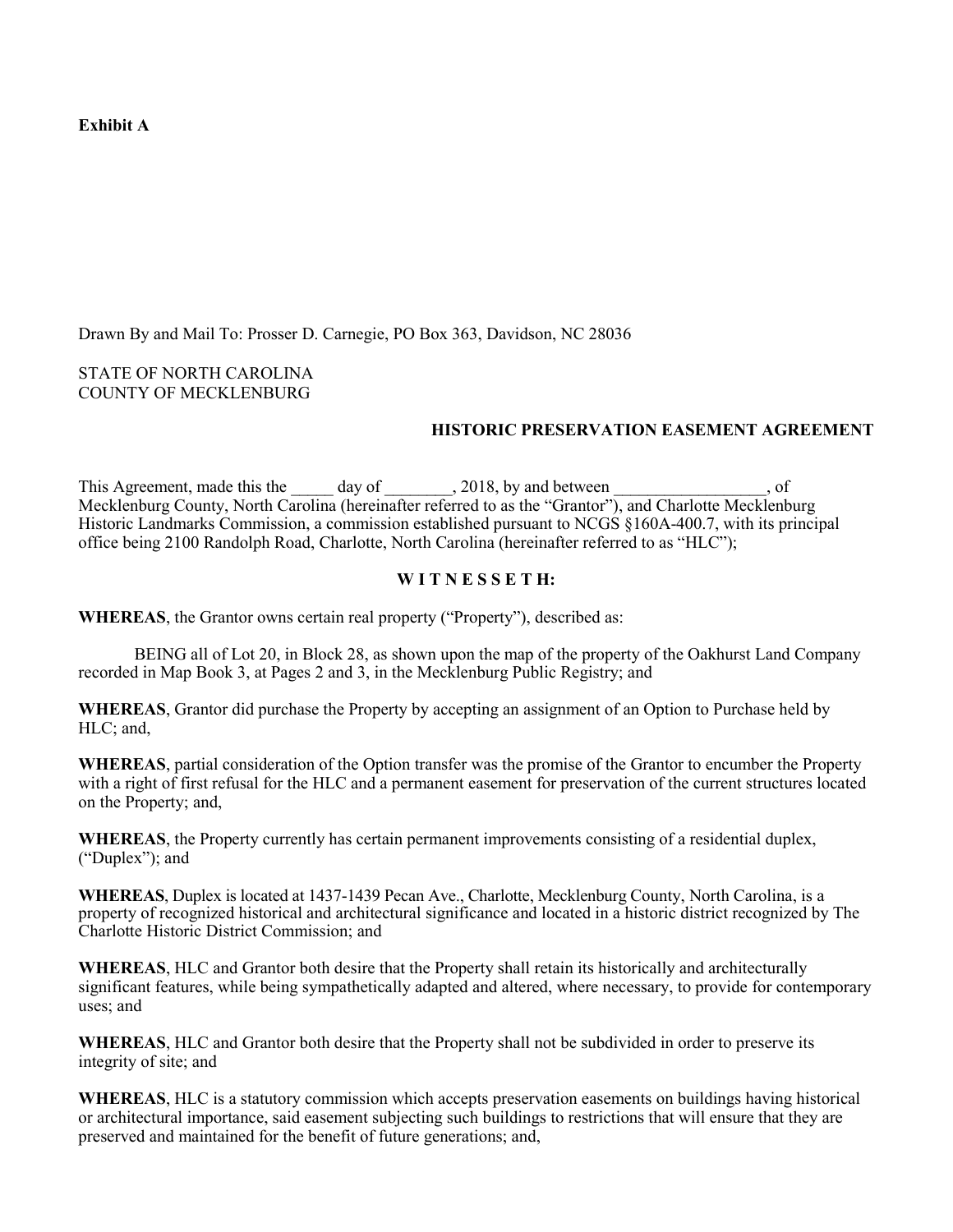**Exhibit A**

Drawn By and Mail To: Prosser D. Carnegie, PO Box 363, Davidson, NC 28036

STATE OF NORTH CAROLINA
COUNTY OF MECKLENBURG

**HISTORIC PRESERVATION EASEMENT AGREEMENT**

This Agreement, made this the _____ day of ________, 2018, by and between __________________, of Mecklenburg County, North Carolina (hereinafter referred to as the "Grantor"), and Charlotte Mecklenburg Historic Landmarks Commission, a commission established pursuant to NCGS §160A-400.7, with its principal office being 2100 Randolph Road, Charlotte, North Carolina (hereinafter referred to as "HLC");

**W I T N E S S E T H:**

**WHEREAS**, the Grantor owns certain real property ("Property"), described as:

BEING all of Lot 20, in Block 28, as shown upon the map of the property of the Oakhurst Land Company recorded in Map Book 3, at Pages 2 and 3, in the Mecklenburg Public Registry; and

**WHEREAS**, Grantor did purchase the Property by accepting an assignment of an Option to Purchase held by HLC; and,

**WHEREAS**, partial consideration of the Option transfer was the promise of the Grantor to encumber the Property with a right of first refusal for the HLC and a permanent easement for preservation of the current structures located on the Property; and,

**WHEREAS**, the Property currently has certain permanent improvements consisting of a residential duplex, ("Duplex"); and

**WHEREAS**, Duplex is located at 1437-1439 Pecan Ave., Charlotte, Mecklenburg County, North Carolina, is a property of recognized historical and architectural significance and located in a historic district recognized by The Charlotte Historic District Commission; and

**WHEREAS**, HLC and Grantor both desire that the Property shall retain its historically and architecturally significant features, while being sympathetically adapted and altered, where necessary, to provide for contemporary uses; and

**WHEREAS**, HLC and Grantor both desire that the Property shall not be subdivided in order to preserve its integrity of site; and

**WHEREAS**, HLC is a statutory commission which accepts preservation easements on buildings having historical or architectural importance, said easement subjecting such buildings to restrictions that will ensure that they are preserved and maintained for the benefit of future generations; and,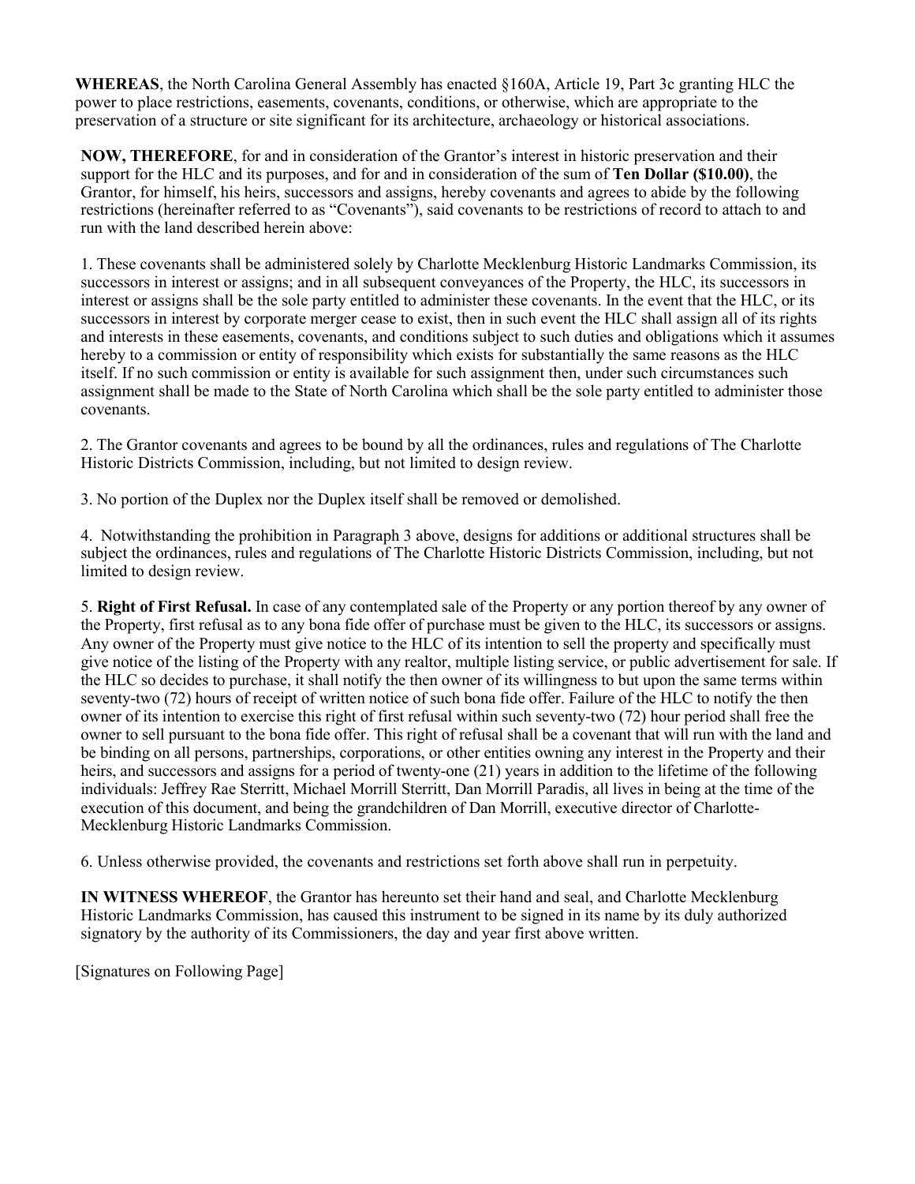**WHEREAS**, the North Carolina General Assembly has enacted §160A, Article 19, Part 3c granting HLC the power to place restrictions, easements, covenants, conditions, or otherwise, which are appropriate to the preservation of a structure or site significant for its architecture, archaeology or historical associations.

**NOW, THEREFORE**, for and in consideration of the Grantor's interest in historic preservation and their support for the HLC and its purposes, and for and in consideration of the sum of **Ten Dollar ($10.00)**, the Grantor, for himself, his heirs, successors and assigns, hereby covenants and agrees to abide by the following restrictions (hereinafter referred to as "Covenants"), said covenants to be restrictions of record to attach to and run with the land described herein above:

1. These covenants shall be administered solely by Charlotte Mecklenburg Historic Landmarks Commission, its successors in interest or assigns; and in all subsequent conveyances of the Property, the HLC, its successors in interest or assigns shall be the sole party entitled to administer these covenants. In the event that the HLC, or its successors in interest by corporate merger cease to exist, then in such event the HLC shall assign all of its rights and interests in these easements, covenants, and conditions subject to such duties and obligations which it assumes hereby to a commission or entity of responsibility which exists for substantially the same reasons as the HLC itself. If no such commission or entity is available for such assignment then, under such circumstances such assignment shall be made to the State of North Carolina which shall be the sole party entitled to administer those covenants.

2. The Grantor covenants and agrees to be bound by all the ordinances, rules and regulations of The Charlotte Historic Districts Commission, including, but not limited to design review.

3. No portion of the Duplex nor the Duplex itself shall be removed or demolished.

4. Notwithstanding the prohibition in Paragraph 3 above, designs for additions or additional structures shall be subject the ordinances, rules and regulations of The Charlotte Historic Districts Commission, including, but not limited to design review.

5. **Right of First Refusal.** In case of any contemplated sale of the Property or any portion thereof by any owner of the Property, first refusal as to any bona fide offer of purchase must be given to the HLC, its successors or assigns. Any owner of the Property must give notice to the HLC of its intention to sell the property and specifically must give notice of the listing of the Property with any realtor, multiple listing service, or public advertisement for sale. If the HLC so decides to purchase, it shall notify the then owner of its willingness to but upon the same terms within seventy-two (72) hours of receipt of written notice of such bona fide offer. Failure of the HLC to notify the then owner of its intention to exercise this right of first refusal within such seventy-two (72) hour period shall free the owner to sell pursuant to the bona fide offer. This right of refusal shall be a covenant that will run with the land and be binding on all persons, partnerships, corporations, or other entities owning any interest in the Property and their heirs, and successors and assigns for a period of twenty-one (21) years in addition to the lifetime of the following individuals: Jeffrey Rae Sterritt, Michael Morrill Sterritt, Dan Morrill Paradis, all lives in being at the time of the execution of this document, and being the grandchildren of Dan Morrill, executive director of Charlotte-Mecklenburg Historic Landmarks Commission.

6. Unless otherwise provided, the covenants and restrictions set forth above shall run in perpetuity.

**IN WITNESS WHEREOF**, the Grantor has hereunto set their hand and seal, and Charlotte Mecklenburg Historic Landmarks Commission, has caused this instrument to be signed in its name by its duly authorized signatory by the authority of its Commissioners, the day and year first above written.

[Signatures on Following Page]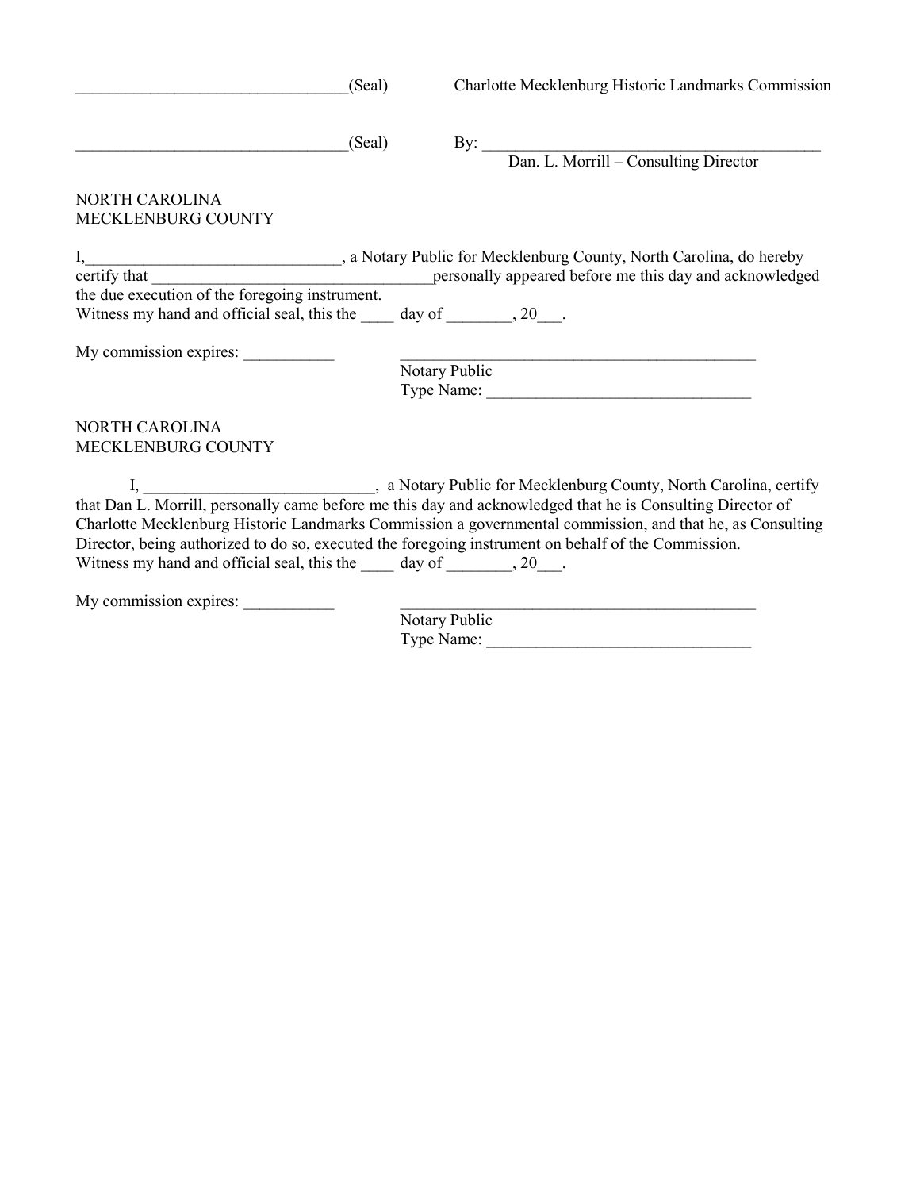_________________________________(Seal)  Charlotte Mecklenburg Historic Landmarks Commission

_________________________________(Seal)  By: __________________________________________

Dan. L. Morrill – Consulting Director

NORTH CAROLINA
MECKLENBURG COUNTY

I,_______________________________, a Notary Public for Mecklenburg County, North Carolina, do hereby certify that ___________________________________personally appeared before me this day and acknowledged the due execution of the foregoing instrument.
Witness my hand and official seal, this the ____ day of ________, 20___.

My commission expires: ___________  ____________________________________________

Notary Public
Type Name: ________________________________

NORTH CAROLINA
MECKLENBURG COUNTY

I, ____________________________, a Notary Public for Mecklenburg County, North Carolina, certify that Dan L. Morrill, personally came before me this day and acknowledged that he is Consulting Director of Charlotte Mecklenburg Historic Landmarks Commission a governmental commission, and that he, as Consulting Director, being authorized to do so, executed the foregoing instrument on behalf of the Commission.
Witness my hand and official seal, this the ____ day of ________, 20___.

My commission expires: ___________  ____________________________________________

Notary Public
Type Name: ________________________________